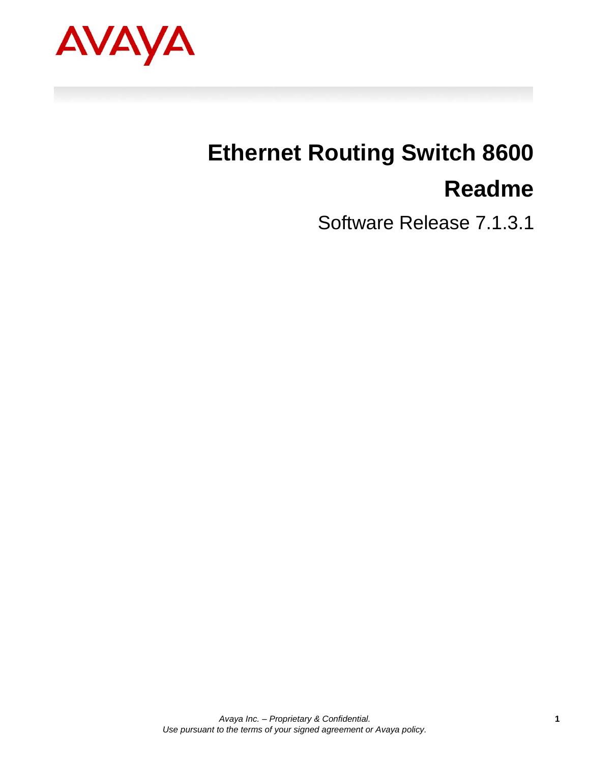AVAYA

# Ethernet Routing Switch 8600

# Readme

Software Release 7.1.3.1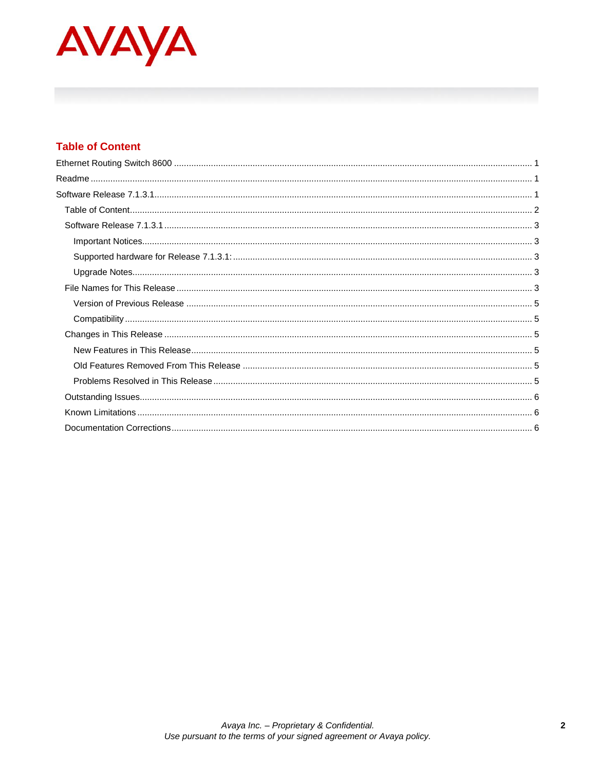## Table of Content

Ethernet Routing Switch 8600 .................................................................................................................................... 1

Readme ........................................................................................................................................................................ 1

Software Release 7.1.3.1............................................................................................................................................. 1

- Table of Content........................................................................................................................................................ 2
- Software Release 7.1.3.1 ........................................................................................................................................... 3
  - Important Notices.................................................................................................................................................. 3
  - Supported hardware for Release 7.1.3.1: ............................................................................................................. 3
  - Upgrade Notes....................................................................................................................................................... 3
- File Names for This Release .................................................................................................................................... 3
  - Version of Previous Release ................................................................................................................................ 5
  - Compatibility .......................................................................................................................................................... 5
- Changes in This Release .......................................................................................................................................... 5
  - New Features in This Release.............................................................................................................................. 5
  - Old Features Removed From This Release ......................................................................................................... 5
  - Problems Resolved in This Release ..................................................................................................................... 5
- Outstanding Issues.................................................................................................................................................... 6
- Known Limitations ..................................................................................................................................................... 6
- Documentation Corrections....................................................................................................................................... 6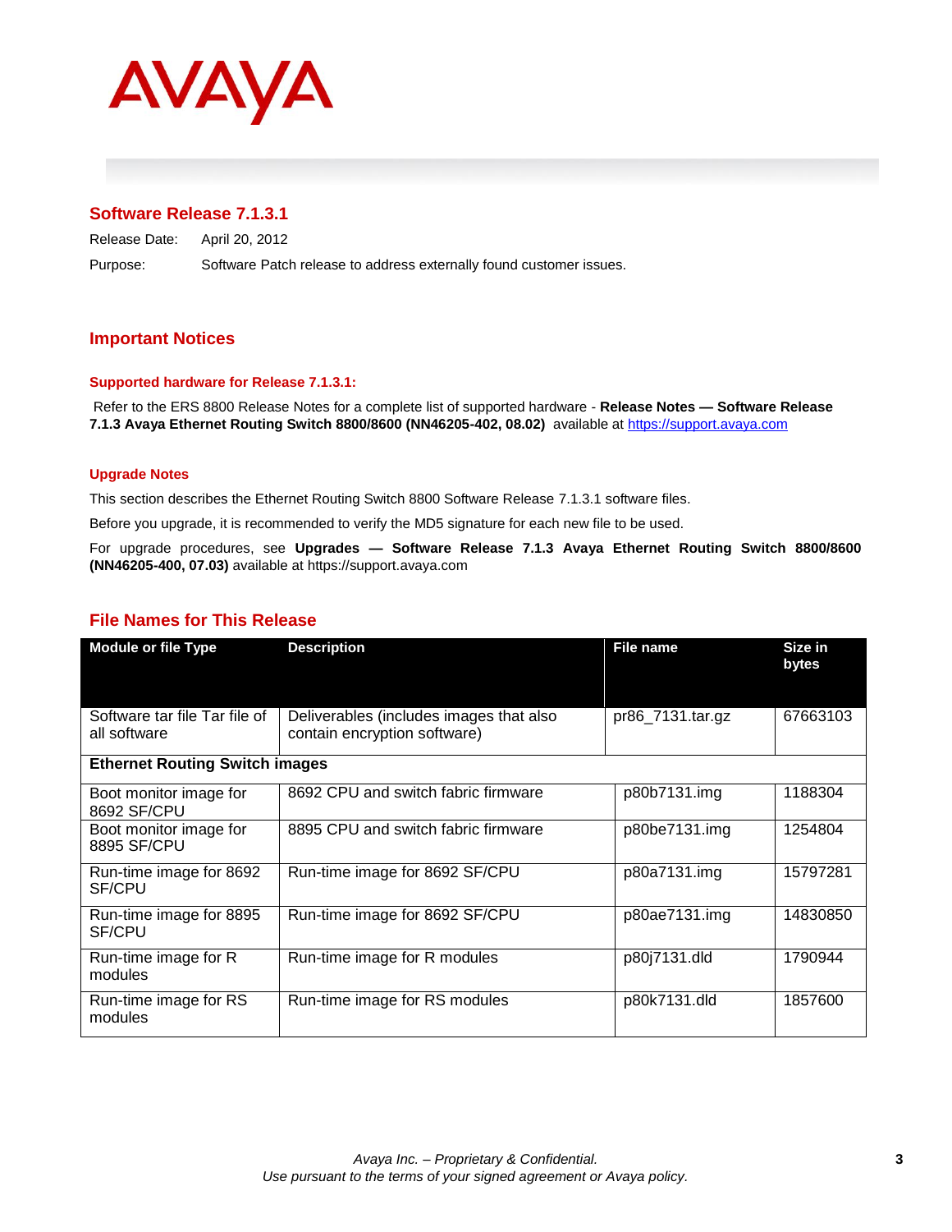## Software Release 7.1.3.1

Release Date: April 20, 2012

Purpose: Software Patch release to address externally found customer issues.

## Important Notices

### Supported hardware for Release 7.1.3.1:

Refer to the ERS 8800 Release Notes for a complete list of supported hardware - **Release Notes — Software Release 7.1.3 Avaya Ethernet Routing Switch 8800/8600 (NN46205-402, 08.02)** available at https://support.avaya.com

### Upgrade Notes

This section describes the Ethernet Routing Switch 8800 Software Release 7.1.3.1 software files.

Before you upgrade, it is recommended to verify the MD5 signature for each new file to be used.

For upgrade procedures, see **Upgrades — Software Release 7.1.3 Avaya Ethernet Routing Switch 8800/8600 (NN46205-400, 07.03)** available at https://support.avaya.com

## File Names for This Release

| Module or file Type | Description | File name | Size in bytes |
|---|---|---|---|
| Software tar file Tar file of all software | Deliverables (includes images that also contain encryption software) | pr86_7131.tar.gz | 67663103 |
| **Ethernet Routing Switch images** | | | |
| Boot monitor image for 8692 SF/CPU | 8692 CPU and switch fabric firmware | p80b7131.img | 1188304 |
| Boot monitor image for 8895 SF/CPU | 8895 CPU and switch fabric firmware | p80be7131.img | 1254804 |
| Run-time image for 8692 SF/CPU | Run-time image for 8692 SF/CPU | p80a7131.img | 15797281 |
| Run-time image for 8895 SF/CPU | Run-time image for 8692 SF/CPU | p80ae7131.img | 14830850 |
| Run-time image for R modules | Run-time image for R modules | p80j7131.dld | 1790944 |
| Run-time image for RS modules | Run-time image for RS modules | p80k7131.dld | 1857600 |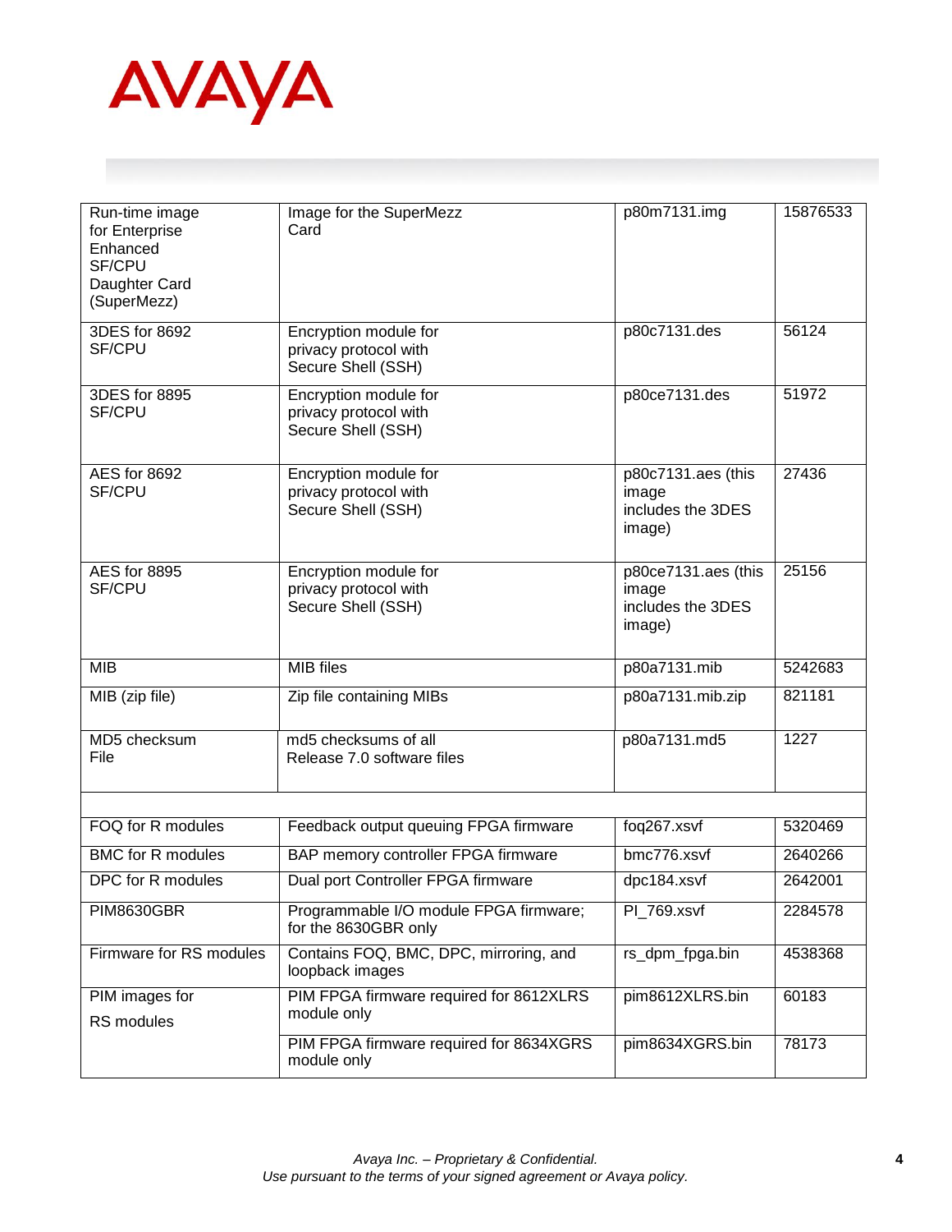| Run-time image for Enterprise Enhanced SF/CPU Daughter Card (SuperMezz) | Image for the SuperMezz Card | p80m7131.img | 15876533 |
|---|---|---|---|
| 3DES for 8692 SF/CPU | Encryption module for privacy protocol with Secure Shell (SSH) | p80c7131.des | 56124 |
| 3DES for 8895 SF/CPU | Encryption module for privacy protocol with Secure Shell (SSH) | p80ce7131.des | 51972 |
| AES for 8692 SF/CPU | Encryption module for privacy protocol with Secure Shell (SSH) | p80c7131.aes (this image includes the 3DES image) | 27436 |
| AES for 8895 SF/CPU | Encryption module for privacy protocol with Secure Shell (SSH) | p80ce7131.aes (this image includes the 3DES image) | 25156 |
| MIB | MIB files | p80a7131.mib | 5242683 |
| MIB (zip file) | Zip file containing MIBs | p80a7131.mib.zip | 821181 |
| MD5 checksum File | md5 checksums of all Release 7.0 software files | p80a7131.md5 | 1227 |
| | | | |
| FOQ for R modules | Feedback output queuing FPGA firmware | foq267.xsvf | 5320469 |
| BMC for R modules | BAP memory controller FPGA firmware | bmc776.xsvf | 2640266 |
| DPC for R modules | Dual port Controller FPGA firmware | dpc184.xsvf | 2642001 |
| PIM8630GBR | Programmable I/O module FPGA firmware; for the 8630GBR only | PI_769.xsvf | 2284578 |
| Firmware for RS modules | Contains FOQ, BMC, DPC, mirroring, and loopback images | rs_dpm_fpga.bin | 4538368 |
| PIM images for RS modules | PIM FPGA firmware required for 8612XLRS module only | pim8612XLRS.bin | 60183 |
| | PIM FPGA firmware required for 8634XGRS module only | pim8634XGRS.bin | 78173 |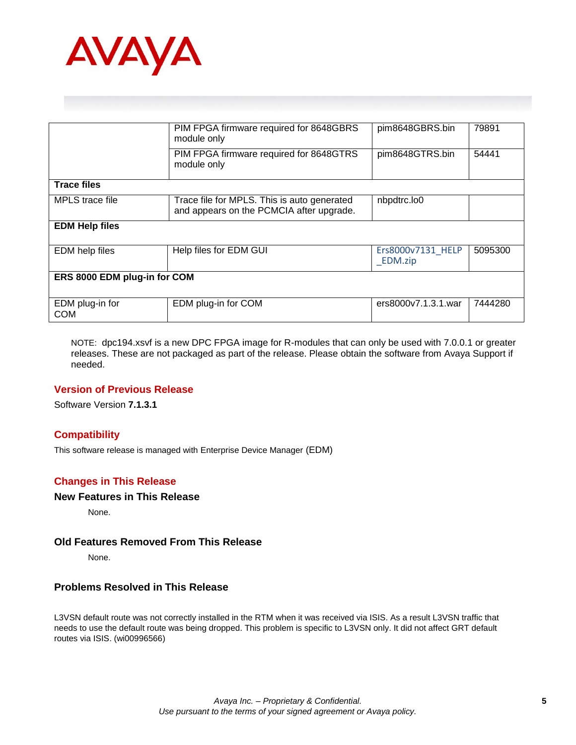| | | | |
|---|---|---|---|
| | PIM FPGA firmware required for 8648GBRS module only | pim8648GBRS.bin | 79891 |
| | PIM FPGA firmware required for 8648GTRS module only | pim8648GTRS.bin | 54441 |
| **Trace files** | | | |
| MPLS trace file | Trace file for MPLS. This is auto generated and appears on the PCMCIA after upgrade. | nbpdtrc.lo0 | |
| **EDM Help files** | | | |
| EDM help files | Help files for EDM GUI | Ers8000v7131_HELP_EDM.zip | 5095300 |
| **ERS 8000 EDM plug-in for COM** | | | |
| EDM plug-in for COM | EDM plug-in for COM | ers8000v7.1.3.1.war | 7444280 |

NOTE: dpc194.xsvf is a new DPC FPGA image for R-modules that can only be used with 7.0.0.1 or greater releases. These are not packaged as part of the release. Please obtain the software from Avaya Support if needed.

## Version of Previous Release

Software Version **7.1.3.1**

## Compatibility

This software release is managed with Enterprise Device Manager (EDM)

## Changes in This Release

### New Features in This Release

None.

### Old Features Removed From This Release

None.

### Problems Resolved in This Release

L3VSN default route was not correctly installed in the RTM when it was received via ISIS. As a result L3VSN traffic that needs to use the default route was being dropped. This problem is specific to L3VSN only. It did not affect GRT default routes via ISIS. (wi00996566)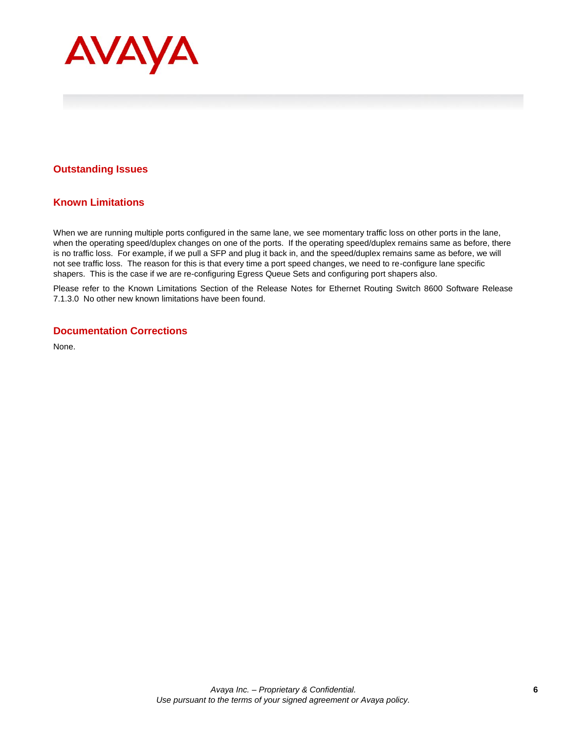## Outstanding Issues

## Known Limitations

When we are running multiple ports configured in the same lane, we see momentary traffic loss on other ports in the lane, when the operating speed/duplex changes on one of the ports. If the operating speed/duplex remains same as before, there is no traffic loss. For example, if we pull a SFP and plug it back in, and the speed/duplex remains same as before, we will not see traffic loss. The reason for this is that every time a port speed changes, we need to re-configure lane specific shapers. This is the case if we are re-configuring Egress Queue Sets and configuring port shapers also.

Please refer to the Known Limitations Section of the Release Notes for Ethernet Routing Switch 8600 Software Release 7.1.3.0 No other new known limitations have been found.

## Documentation Corrections

None.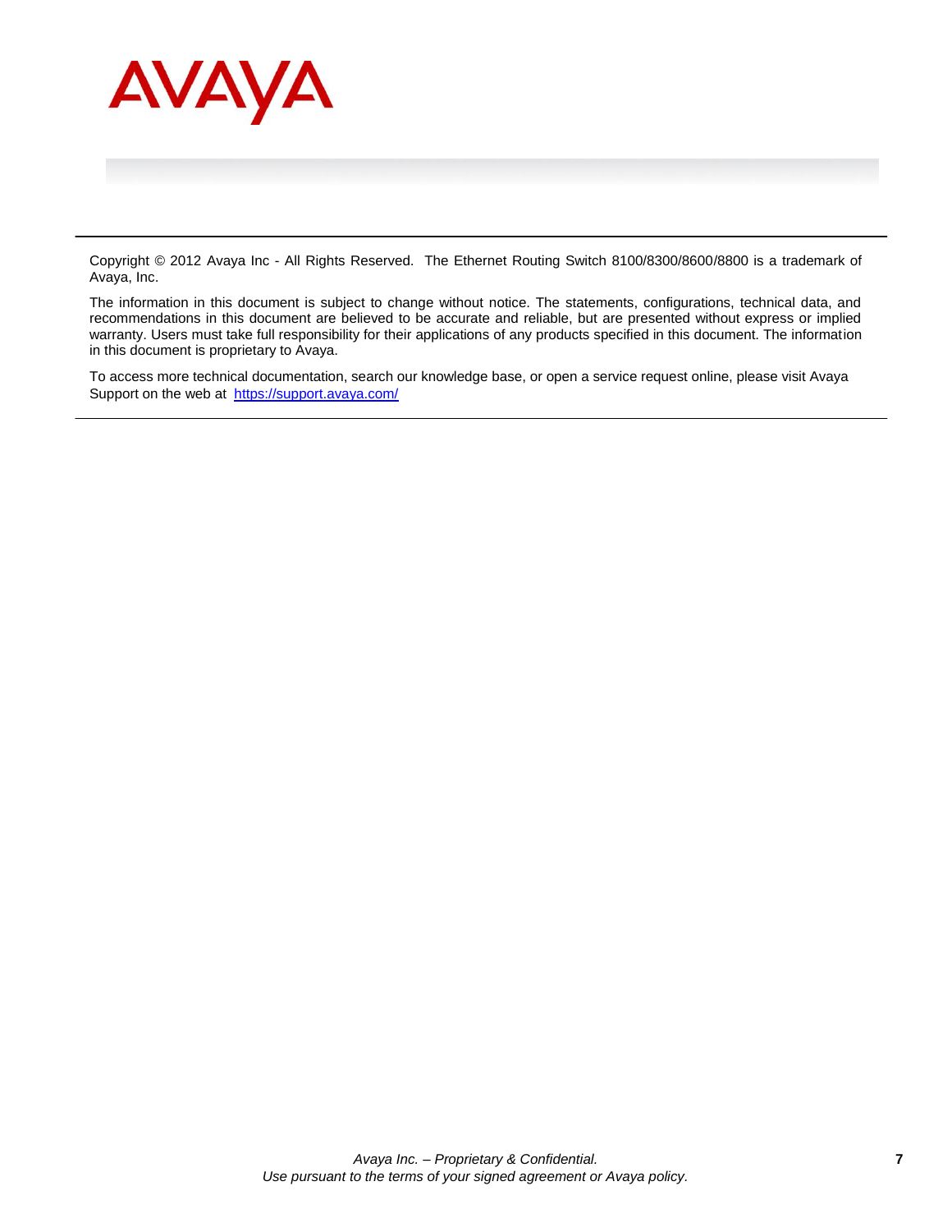AVAYA

---

Copyright © 2012 Avaya Inc - All Rights Reserved. The Ethernet Routing Switch 8100/8300/8600/8800 is a trademark of Avaya, Inc.

The information in this document is subject to change without notice. The statements, configurations, technical data, and recommendations in this document are believed to be accurate and reliable, but are presented without express or implied warranty. Users must take full responsibility for their applications of any products specified in this document. The information in this document is proprietary to Avaya.

To access more technical documentation, search our knowledge base, or open a service request online, please visit Avaya Support on the web at [https://support.avaya.com/](https://support.avaya.com/)

---